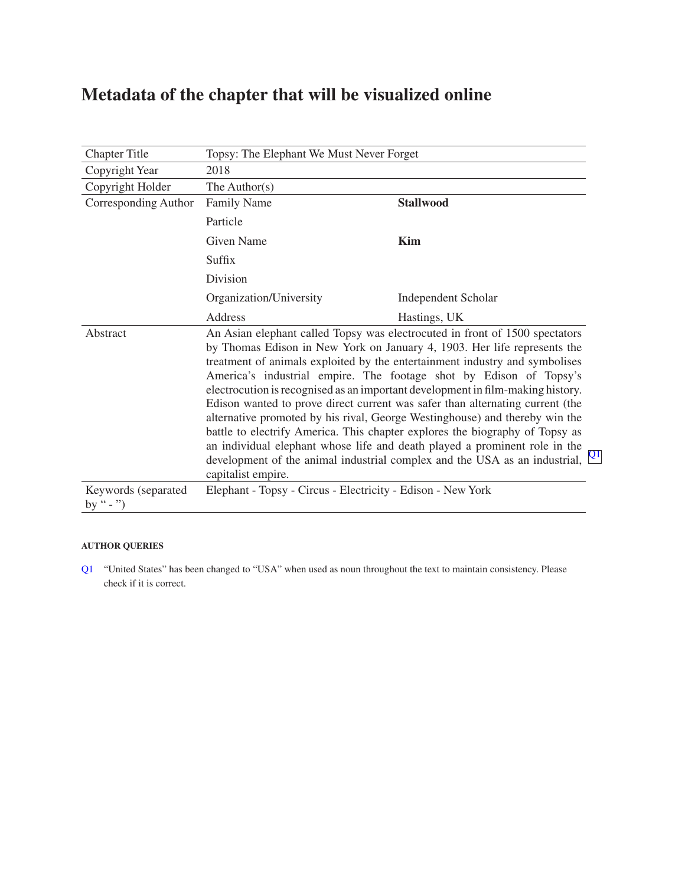# Metadata of the chapter that will be visualized online

| | | |
|---|---|---|
| Chapter Title | Topsy: The Elephant We Must Never Forget | |
| Copyright Year | 2018 | |
| Copyright Holder | The Author(s) | |
| Corresponding Author | Family Name | **Stallwood** |
| | Particle | |
| | Given Name | **Kim** |
| | Suffix | |
| | Division | |
| | Organization/University | Independent Scholar |
| | Address | Hastings, UK |
| Abstract | An Asian elephant called Topsy was electrocuted in front of 1500 spectators by Thomas Edison in New York on January 4, 1903. Her life represents the treatment of animals exploited by the entertainment industry and symbolises America's industrial empire. The footage shot by Edison of Topsy's electrocution is recognised as an important development in film-making history. Edison wanted to prove direct current was safer than alternating current (the alternative promoted by his rival, George Westinghouse) and thereby win the battle to electrify America. This chapter explores the biography of Topsy as an individual elephant whose life and death played a prominent role in the development of the animal industrial complex and the USA as an industrial, capitalist empire. [Q1] | |
| Keywords (separated by " - ") | Elephant - Topsy - Circus - Electricity - Edison - New York | |

**AUTHOR QUERIES**

Q1 "United States" has been changed to "USA" when used as noun throughout the text to maintain consistency. Please check if it is correct.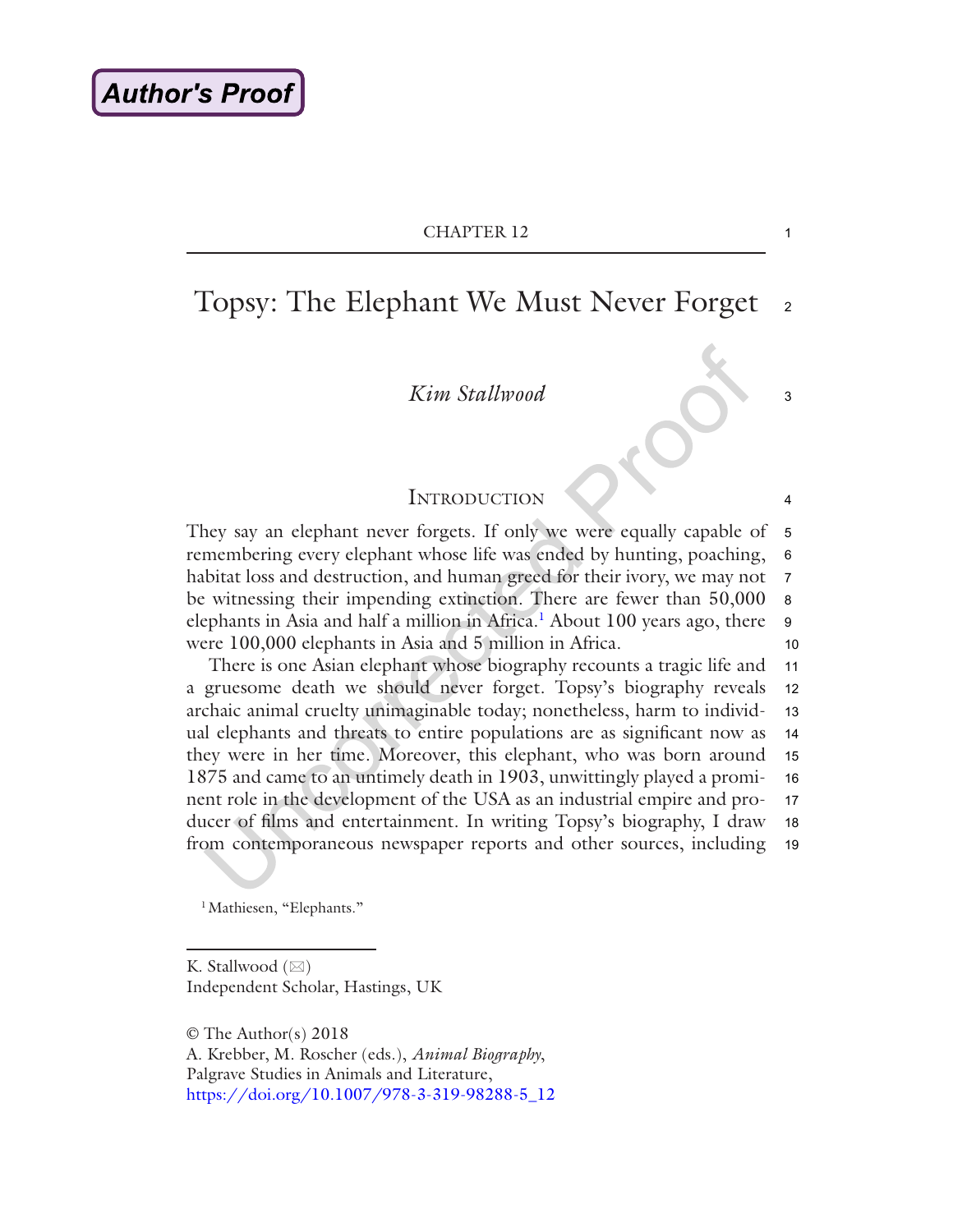# CHAPTER 12

# Topsy: The Elephant We Must Never Forget

*Kim Stallwood*

## Introduction

They say an elephant never forgets. If only we were equally capable of remembering every elephant whose life was ended by hunting, poaching, habitat loss and destruction, and human greed for their ivory, we may not be witnessing their impending extinction. There are fewer than 50,000 elephants in Asia and half a million in Africa.[1] About 100 years ago, there were 100,000 elephants in Asia and 5 million in Africa.

There is one Asian elephant whose biography recounts a tragic life and a gruesome death we should never forget. Topsy's biography reveals archaic animal cruelty unimaginable today; nonetheless, harm to individual elephants and threats to entire populations are as significant now as they were in her time. Moreover, this elephant, who was born around 1875 and came to an untimely death in 1903, unwittingly played a prominent role in the development of the USA as an industrial empire and producer of films and entertainment. In writing Topsy's biography, I draw from contemporaneous newspaper reports and other sources, including

[1] Mathiesen, "Elephants."

K. Stallwood (✉)
Independent Scholar, Hastings, UK

© The Author(s) 2018
A. Krebber, M. Roscher (eds.), *Animal Biography*,
Palgrave Studies in Animals and Literature,
https://doi.org/10.1007/978-3-319-98288-5_12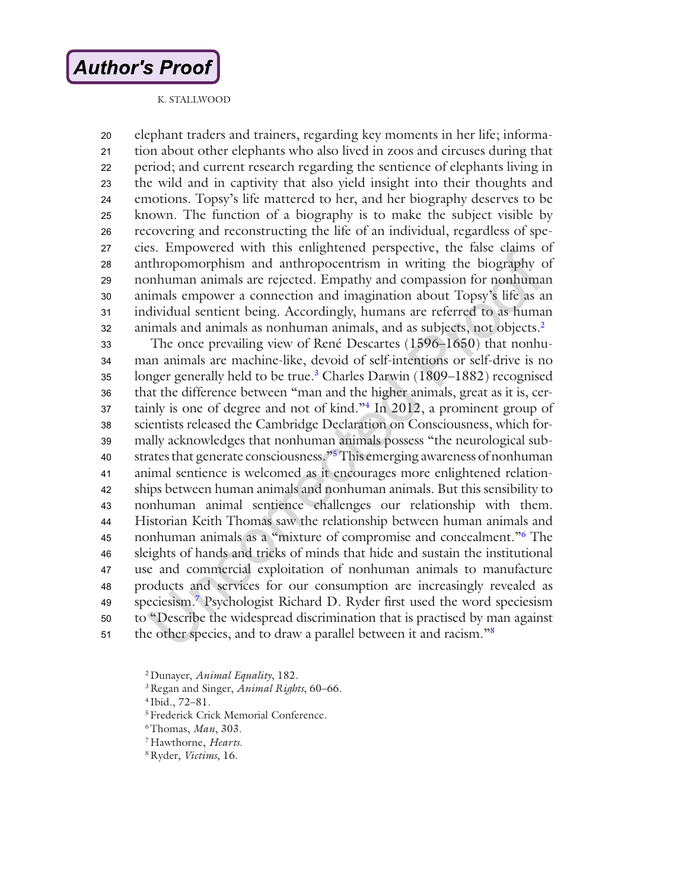elephant traders and trainers, regarding key moments in her life; information about other elephants who also lived in zoos and circuses during that period; and current research regarding the sentience of elephants living in the wild and in captivity that also yield insight into their thoughts and emotions. Topsy's life mattered to her, and her biography deserves to be known. The function of a biography is to make the subject visible by recovering and reconstructing the life of an individual, regardless of species. Empowered with this enlightened perspective, the false claims of anthropomorphism and anthropocentrism in writing the biography of nonhuman animals are rejected. Empathy and compassion for nonhuman animals empower a connection and imagination about Topsy's life as an individual sentient being. Accordingly, humans are referred to as human animals and animals as nonhuman animals, and as subjects, not objects.[2]

The once prevailing view of René Descartes (1596–1650) that nonhuman animals are machine-like, devoid of self-intentions or self-drive is no longer generally held to be true.[3] Charles Darwin (1809–1882) recognised that the difference between "man and the higher animals, great as it is, certainly is one of degree and not of kind."[4] In 2012, a prominent group of scientists released the Cambridge Declaration on Consciousness, which formally acknowledges that nonhuman animals possess "the neurological substrates that generate consciousness."[5] This emerging awareness of nonhuman animal sentience is welcomed as it encourages more enlightened relationships between human animals and nonhuman animals. But this sensibility to nonhuman animal sentience challenges our relationship with them. Historian Keith Thomas saw the relationship between human animals and nonhuman animals as a "mixture of compromise and concealment."[6] The sleights of hands and tricks of minds that hide and sustain the institutional use and commercial exploitation of nonhuman animals to manufacture products and services for our consumption are increasingly revealed as speciesism.[7] Psychologist Richard D. Ryder first used the word speciesism to "Describe the widespread discrimination that is practised by man against the other species, and to draw a parallel between it and racism."[8]

[2] Dunayer, *Animal Equality*, 182.
[3] Regan and Singer, *Animal Rights*, 60–66.
[4] Ibid., 72–81.
[5] Frederick Crick Memorial Conference.
[6] Thomas, *Man*, 303.
[7] Hawthorne, *Hearts*.
[8] Ryder, *Victims*, 16.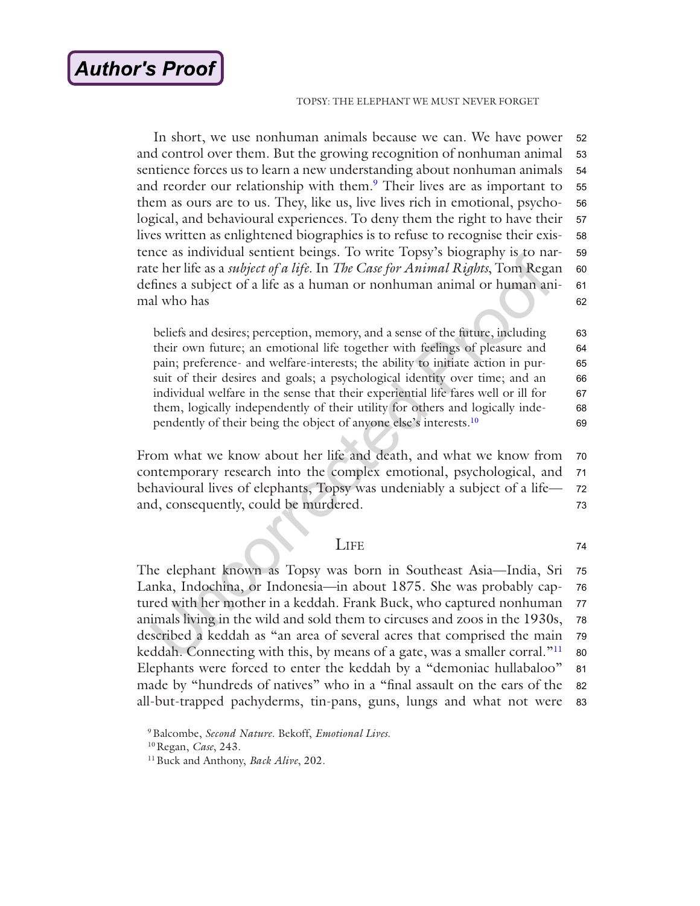In short, we use nonhuman animals because we can. We have power and control over them. But the growing recognition of nonhuman animal sentience forces us to learn a new understanding about nonhuman animals and reorder our relationship with them.[9] Their lives are as important to them as ours are to us. They, like us, live lives rich in emotional, psychological, and behavioural experiences. To deny them the right to have their lives written as enlightened biographies is to refuse to recognise their existence as individual sentient beings. To write Topsy's biography is to narrate her life as a *subject of a life*. In *The Case for Animal Rights*, Tom Regan defines a subject of a life as a human or nonhuman animal or human animal who has

> beliefs and desires; perception, memory, and a sense of the future, including their own future; an emotional life together with feelings of pleasure and pain; preference- and welfare-interests; the ability to initiate action in pursuit of their desires and goals; a psychological identity over time; and an individual welfare in the sense that their experiential life fares well or ill for them, logically independently of their utility for others and logically independently of their being the object of anyone else's interests.[10]

From what we know about her life and death, and what we know from contemporary research into the complex emotional, psychological, and behavioural lives of elephants, Topsy was undeniably a subject of a life—and, consequently, could be murdered.

## Life

The elephant known as Topsy was born in Southeast Asia—India, Sri Lanka, Indochina, or Indonesia—in about 1875. She was probably captured with her mother in a keddah. Frank Buck, who captured nonhuman animals living in the wild and sold them to circuses and zoos in the 1930s, described a keddah as "an area of several acres that comprised the main keddah. Connecting with this, by means of a gate, was a smaller corral."[11] Elephants were forced to enter the keddah by a "demoniac hullabaloo" made by "hundreds of natives" who in a "final assault on the ears of the all-but-trapped pachyderms, tin-pans, guns, lungs and what not were

[9] Balcombe, *Second Nature*. Bekoff, *Emotional Lives*.

[10] Regan, *Case*, 243.

[11] Buck and Anthony, *Back Alive*, 202.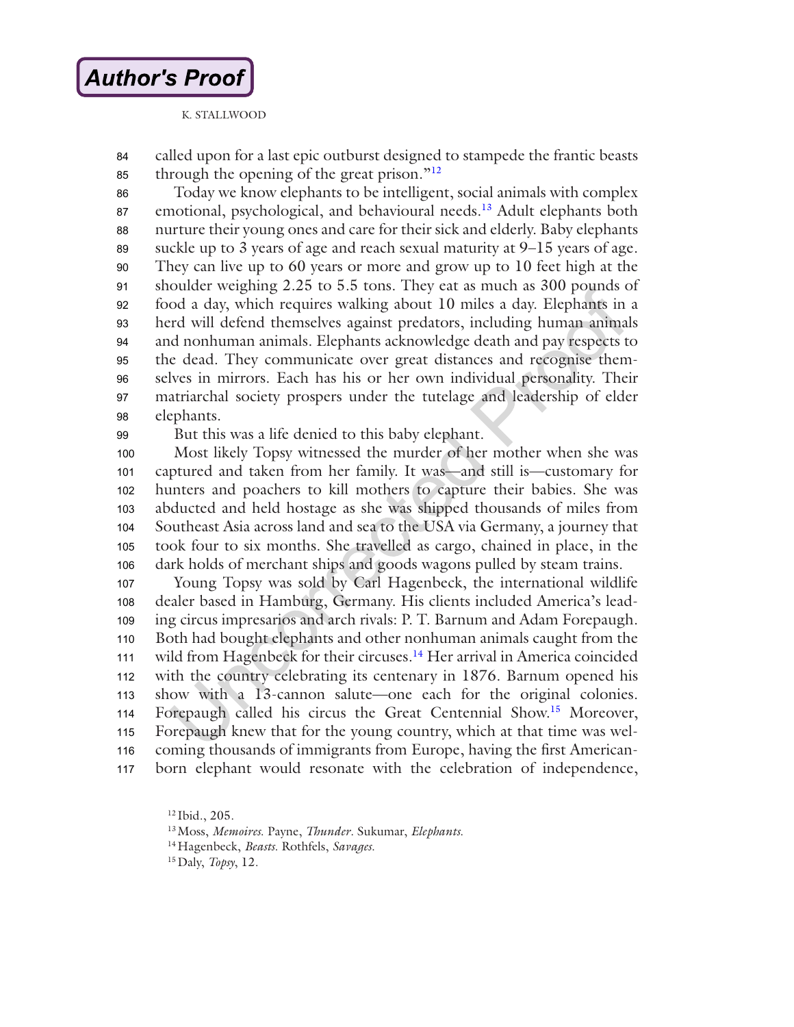called upon for a last epic outburst designed to stampede the frantic beasts through the opening of the great prison."[12]

Today we know elephants to be intelligent, social animals with complex emotional, psychological, and behavioural needs.[13] Adult elephants both nurture their young ones and care for their sick and elderly. Baby elephants suckle up to 3 years of age and reach sexual maturity at 9–15 years of age. They can live up to 60 years or more and grow up to 10 feet high at the shoulder weighing 2.25 to 5.5 tons. They eat as much as 300 pounds of food a day, which requires walking about 10 miles a day. Elephants in a herd will defend themselves against predators, including human animals and nonhuman animals. Elephants acknowledge death and pay respects to the dead. They communicate over great distances and recognise themselves in mirrors. Each has his or her own individual personality. Their matriarchal society prospers under the tutelage and leadership of elder elephants.

But this was a life denied to this baby elephant.

Most likely Topsy witnessed the murder of her mother when she was captured and taken from her family. It was—and still is—customary for hunters and poachers to kill mothers to capture their babies. She was abducted and held hostage as she was shipped thousands of miles from Southeast Asia across land and sea to the USA via Germany, a journey that took four to six months. She travelled as cargo, chained in place, in the dark holds of merchant ships and goods wagons pulled by steam trains.

Young Topsy was sold by Carl Hagenbeck, the international wildlife dealer based in Hamburg, Germany. His clients included America's leading circus impresarios and arch rivals: P. T. Barnum and Adam Forepaugh. Both had bought elephants and other nonhuman animals caught from the wild from Hagenbeck for their circuses.[14] Her arrival in America coincided with the country celebrating its centenary in 1876. Barnum opened his show with a 13-cannon salute—one each for the original colonies. Forepaugh called his circus the Great Centennial Show.[15] Moreover, Forepaugh knew that for the young country, which at that time was welcoming thousands of immigrants from Europe, having the first American-born elephant would resonate with the celebration of independence,

[12] Ibid., 205.

[13] Moss, *Memoires.* Payne, *Thunder.* Sukumar, *Elephants.*

[14] Hagenbeck, *Beasts.* Rothfels, *Savages.*

[15] Daly, *Topsy*, 12.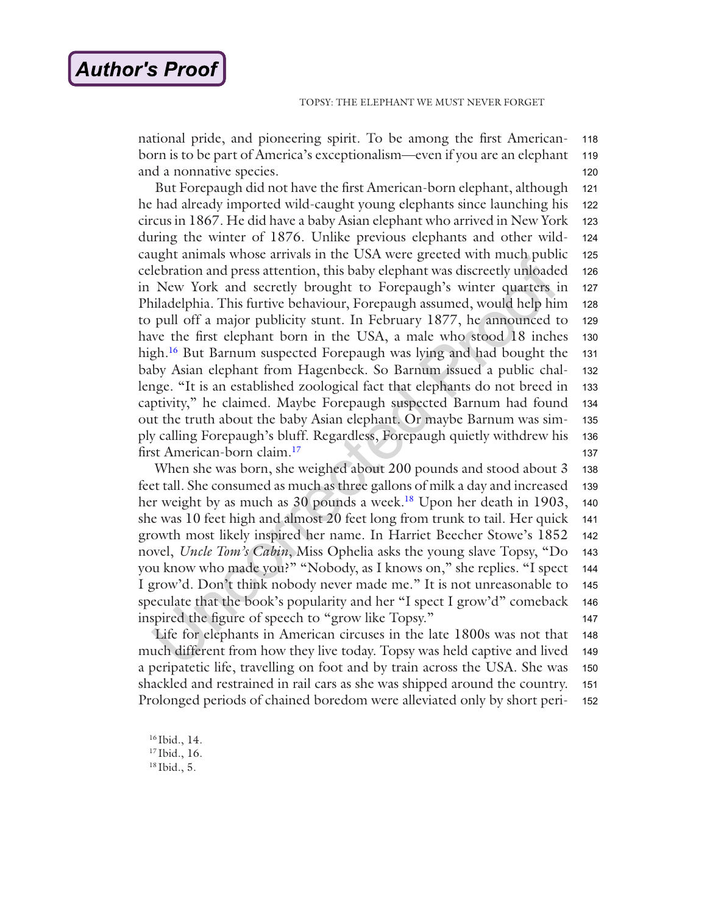national pride, and pioneering spirit. To be among the first American-born is to be part of America's exceptionalism—even if you are an elephant and a nonnative species.

But Forepaugh did not have the first American-born elephant, although he had already imported wild-caught young elephants since launching his circus in 1867. He did have a baby Asian elephant who arrived in New York during the winter of 1876. Unlike previous elephants and other wild-caught animals whose arrivals in the USA were greeted with much public celebration and press attention, this baby elephant was discreetly unloaded in New York and secretly brought to Forepaugh's winter quarters in Philadelphia. This furtive behaviour, Forepaugh assumed, would help him to pull off a major publicity stunt. In February 1877, he announced to have the first elephant born in the USA, a male who stood 18 inches high.[16] But Barnum suspected Forepaugh was lying and had bought the baby Asian elephant from Hagenbeck. So Barnum issued a public challenge. "It is an established zoological fact that elephants do not breed in captivity," he claimed. Maybe Forepaugh suspected Barnum had found out the truth about the baby Asian elephant. Or maybe Barnum was simply calling Forepaugh's bluff. Regardless, Forepaugh quietly withdrew his first American-born claim.[17]

When she was born, she weighed about 200 pounds and stood about 3 feet tall. She consumed as much as three gallons of milk a day and increased her weight by as much as 30 pounds a week.[18] Upon her death in 1903, she was 10 feet high and almost 20 feet long from trunk to tail. Her quick growth most likely inspired her name. In Harriet Beecher Stowe's 1852 novel, *Uncle Tom's Cabin*, Miss Ophelia asks the young slave Topsy, "Do you know who made you?" "Nobody, as I knows on," she replies. "I spect I grow'd. Don't think nobody never made me." It is not unreasonable to speculate that the book's popularity and her "I spect I grow'd" comeback inspired the figure of speech to "grow like Topsy."

Life for elephants in American circuses in the late 1800s was not that much different from how they live today. Topsy was held captive and lived a peripatetic life, travelling on foot and by train across the USA. She was shackled and restrained in rail cars as she was shipped around the country. Prolonged periods of chained boredom were alleviated only by short peri-

[16] Ibid., 14.
[17] Ibid., 16.
[18] Ibid., 5.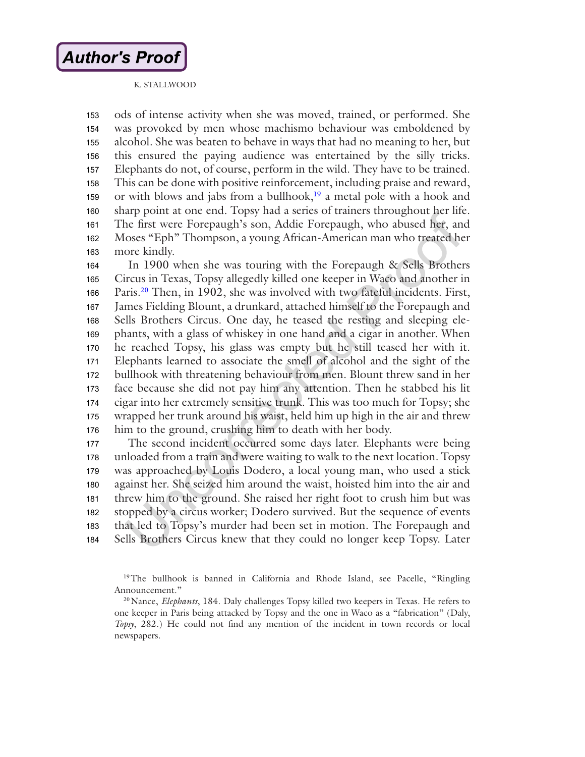ods of intense activity when she was moved, trained, or performed. She was provoked by men whose machismo behaviour was emboldened by alcohol. She was beaten to behave in ways that had no meaning to her, but this ensured the paying audience was entertained by the silly tricks. Elephants do not, of course, perform in the wild. They have to be trained. This can be done with positive reinforcement, including praise and reward, or with blows and jabs from a bullhook,[19] a metal pole with a hook and sharp point at one end. Topsy had a series of trainers throughout her life. The first were Forepaugh's son, Addie Forepaugh, who abused her, and Moses "Eph" Thompson, a young African-American man who treated her more kindly.

In 1900 when she was touring with the Forepaugh & Sells Brothers Circus in Texas, Topsy allegedly killed one keeper in Waco and another in Paris.[20] Then, in 1902, she was involved with two fateful incidents. First, James Fielding Blount, a drunkard, attached himself to the Forepaugh and Sells Brothers Circus. One day, he teased the resting and sleeping elephants, with a glass of whiskey in one hand and a cigar in another. When he reached Topsy, his glass was empty but he still teased her with it. Elephants learned to associate the smell of alcohol and the sight of the bullhook with threatening behaviour from men. Blount threw sand in her face because she did not pay him any attention. Then he stabbed his lit cigar into her extremely sensitive trunk. This was too much for Topsy; she wrapped her trunk around his waist, held him up high in the air and threw him to the ground, crushing him to death with her body.

The second incident occurred some days later. Elephants were being unloaded from a train and were waiting to walk to the next location. Topsy was approached by Louis Dodero, a local young man, who used a stick against her. She seized him around the waist, hoisted him into the air and threw him to the ground. She raised her right foot to crush him but was stopped by a circus worker; Dodero survived. But the sequence of events that led to Topsy's murder had been set in motion. The Forepaugh and Sells Brothers Circus knew that they could no longer keep Topsy. Later

[19] The bullhook is banned in California and Rhode Island, see Pacelle, "Ringling Announcement."

[20] Nance, *Elephants*, 184. Daly challenges Topsy killed two keepers in Texas. He refers to one keeper in Paris being attacked by Topsy and the one in Waco as a "fabrication" (Daly, *Topsy*, 282.) He could not find any mention of the incident in town records or local newspapers.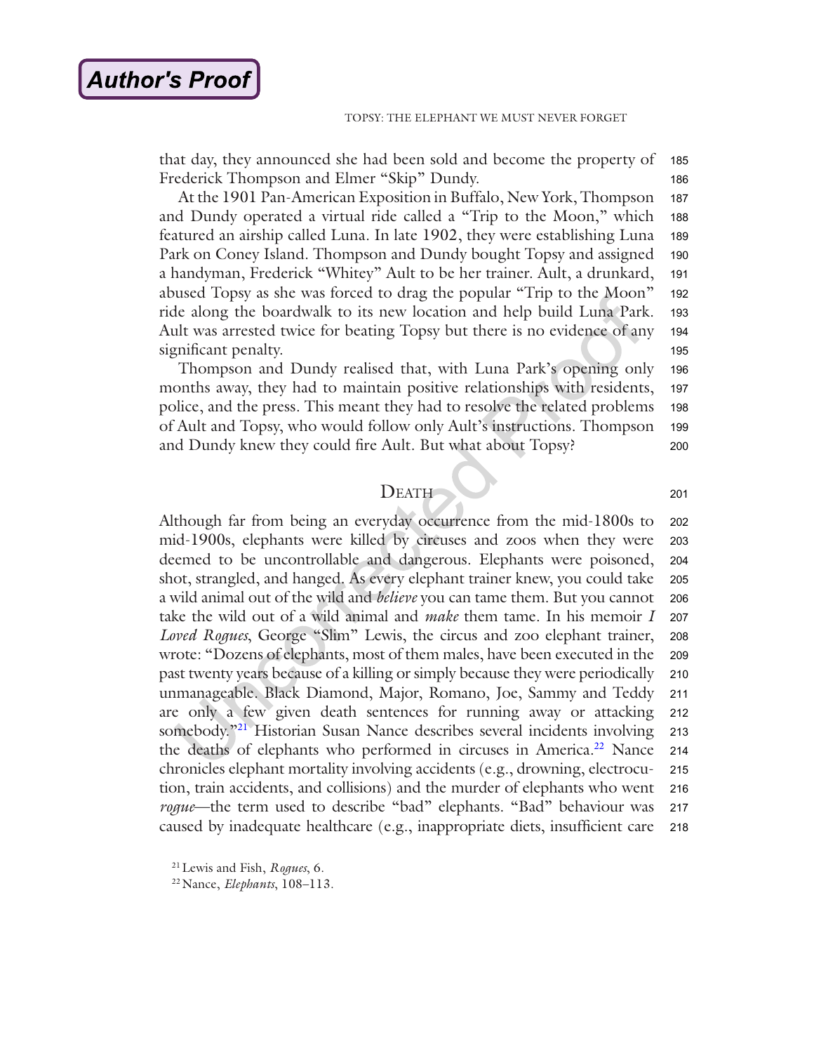that day, they announced she had been sold and become the property of Frederick Thompson and Elmer "Skip" Dundy.

At the 1901 Pan-American Exposition in Buffalo, New York, Thompson and Dundy operated a virtual ride called a "Trip to the Moon," which featured an airship called Luna. In late 1902, they were establishing Luna Park on Coney Island. Thompson and Dundy bought Topsy and assigned a handyman, Frederick "Whitey" Ault to be her trainer. Ault, a drunkard, abused Topsy as she was forced to drag the popular "Trip to the Moon" ride along the boardwalk to its new location and help build Luna Park. Ault was arrested twice for beating Topsy but there is no evidence of any significant penalty.

Thompson and Dundy realised that, with Luna Park's opening only months away, they had to maintain positive relationships with residents, police, and the press. This meant they had to resolve the related problems of Ault and Topsy, who would follow only Ault's instructions. Thompson and Dundy knew they could fire Ault. But what about Topsy?

## Death

Although far from being an everyday occurrence from the mid-1800s to mid-1900s, elephants were killed by circuses and zoos when they were deemed to be uncontrollable and dangerous. Elephants were poisoned, shot, strangled, and hanged. As every elephant trainer knew, you could take a wild animal out of the wild and *believe* you can tame them. But you cannot take the wild out of a wild animal and *make* them tame. In his memoir *I Loved Rogues*, George "Slim" Lewis, the circus and zoo elephant trainer, wrote: "Dozens of elephants, most of them males, have been executed in the past twenty years because of a killing or simply because they were periodically unmanageable. Black Diamond, Major, Romano, Joe, Sammy and Teddy are only a few given death sentences for running away or attacking somebody."[21] Historian Susan Nance describes several incidents involving the deaths of elephants who performed in circuses in America.[22] Nance chronicles elephant mortality involving accidents (e.g., drowning, electrocution, train accidents, and collisions) and the murder of elephants who went *rogue*—the term used to describe "bad" elephants. "Bad" behaviour was caused by inadequate healthcare (e.g., inappropriate diets, insufficient care

[21] Lewis and Fish, *Rogues*, 6.
[22] Nance, *Elephants*, 108–113.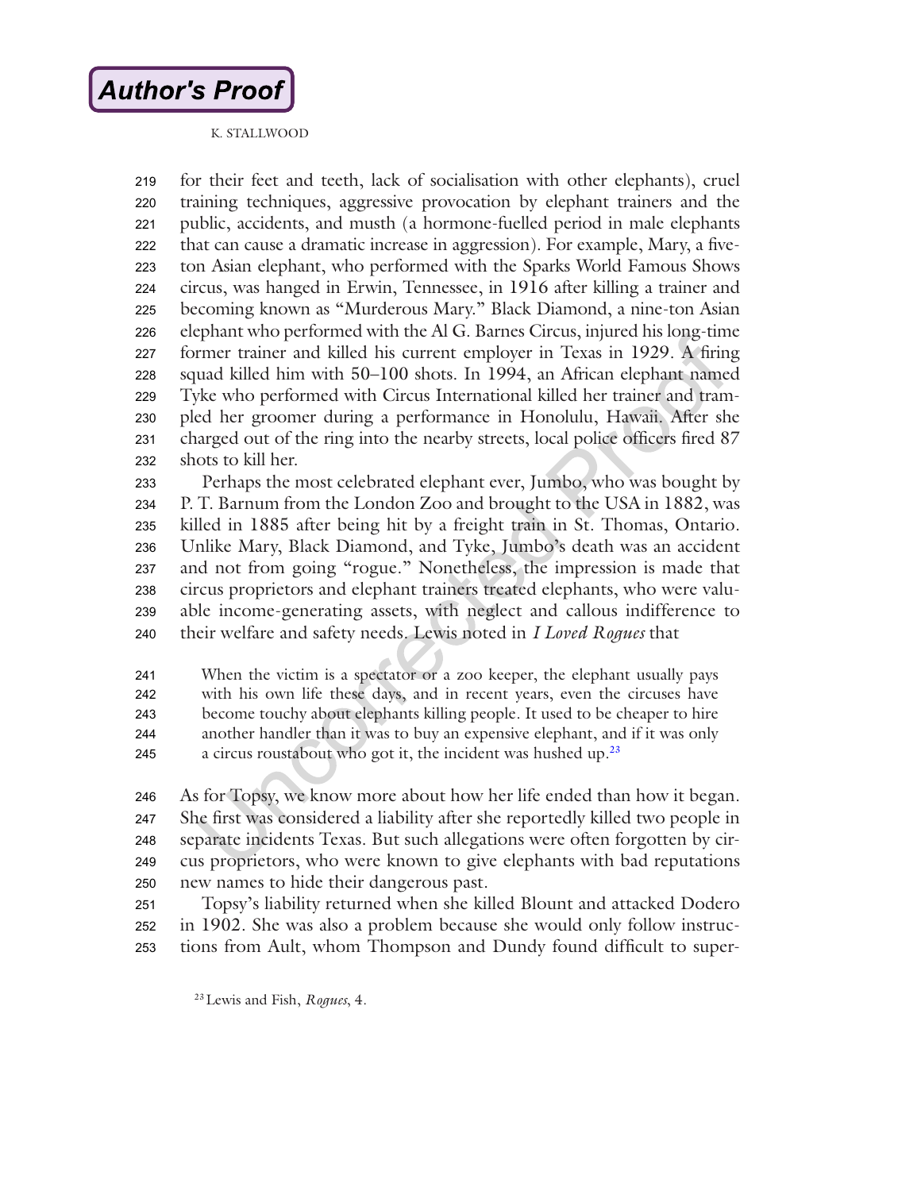for their feet and teeth, lack of socialisation with other elephants), cruel training techniques, aggressive provocation by elephant trainers and the public, accidents, and musth (a hormone-fuelled period in male elephants that can cause a dramatic increase in aggression). For example, Mary, a five-ton Asian elephant, who performed with the Sparks World Famous Shows circus, was hanged in Erwin, Tennessee, in 1916 after killing a trainer and becoming known as "Murderous Mary." Black Diamond, a nine-ton Asian elephant who performed with the Al G. Barnes Circus, injured his long-time former trainer and killed his current employer in Texas in 1929. A firing squad killed him with 50–100 shots. In 1994, an African elephant named Tyke who performed with Circus International killed her trainer and trampled her groomer during a performance in Honolulu, Hawaii. After she charged out of the ring into the nearby streets, local police officers fired 87 shots to kill her.

Perhaps the most celebrated elephant ever, Jumbo, who was bought by P. T. Barnum from the London Zoo and brought to the USA in 1882, was killed in 1885 after being hit by a freight train in St. Thomas, Ontario. Unlike Mary, Black Diamond, and Tyke, Jumbo's death was an accident and not from going "rogue." Nonetheless, the impression is made that circus proprietors and elephant trainers treated elephants, who were valuable income-generating assets, with neglect and callous indifference to their welfare and safety needs. Lewis noted in *I Loved Rogues* that

> When the victim is a spectator or a zoo keeper, the elephant usually pays with his own life these days, and in recent years, even the circuses have become touchy about elephants killing people. It used to be cheaper to hire another handler than it was to buy an expensive elephant, and if it was only a circus roustabout who got it, the incident was hushed up.[23]

As for Topsy, we know more about how her life ended than how it began. She first was considered a liability after she reportedly killed two people in separate incidents Texas. But such allegations were often forgotten by circus proprietors, who were known to give elephants with bad reputations new names to hide their dangerous past.

Topsy's liability returned when she killed Blount and attacked Dodero in 1902. She was also a problem because she would only follow instructions from Ault, whom Thompson and Dundy found difficult to super-

[23] Lewis and Fish, *Rogues*, 4.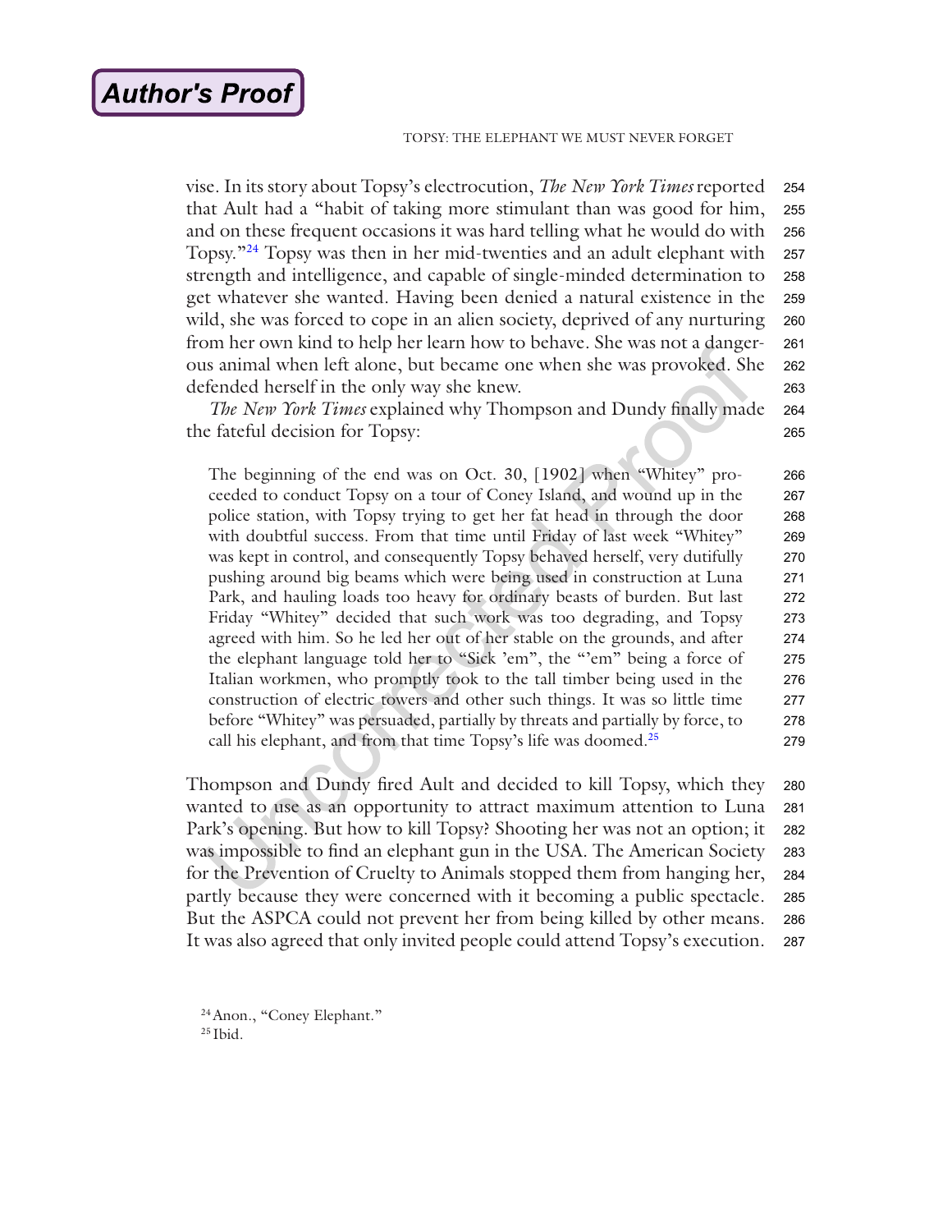vise. In its story about Topsy's electrocution, *The New York Times* reported that Ault had a "habit of taking more stimulant than was good for him, and on these frequent occasions it was hard telling what he would do with Topsy."[24] Topsy was then in her mid-twenties and an adult elephant with strength and intelligence, and capable of single-minded determination to get whatever she wanted. Having been denied a natural existence in the wild, she was forced to cope in an alien society, deprived of any nurturing from her own kind to help her learn how to behave. She was not a dangerous animal when left alone, but became one when she was provoked. She defended herself in the only way she knew.

*The New York Times* explained why Thompson and Dundy finally made the fateful decision for Topsy:

> The beginning of the end was on Oct. 30, [1902] when "Whitey" proceeded to conduct Topsy on a tour of Coney Island, and wound up in the police station, with Topsy trying to get her fat head in through the door with doubtful success. From that time until Friday of last week "Whitey" was kept in control, and consequently Topsy behaved herself, very dutifully pushing around big beams which were being used in construction at Luna Park, and hauling loads too heavy for ordinary beasts of burden. But last Friday "Whitey" decided that such work was too degrading, and Topsy agreed with him. So he led her out of her stable on the grounds, and after the elephant language told her to "Sick 'em", the "'em" being a force of Italian workmen, who promptly took to the tall timber being used in the construction of electric towers and other such things. It was so little time before "Whitey" was persuaded, partially by threats and partially by force, to call his elephant, and from that time Topsy's life was doomed.[25]

Thompson and Dundy fired Ault and decided to kill Topsy, which they wanted to use as an opportunity to attract maximum attention to Luna Park's opening. But how to kill Topsy? Shooting her was not an option; it was impossible to find an elephant gun in the USA. The American Society for the Prevention of Cruelty to Animals stopped them from hanging her, partly because they were concerned with it becoming a public spectacle. But the ASPCA could not prevent her from being killed by other means. It was also agreed that only invited people could attend Topsy's execution.

[24] Anon., "Coney Elephant."
[25] Ibid.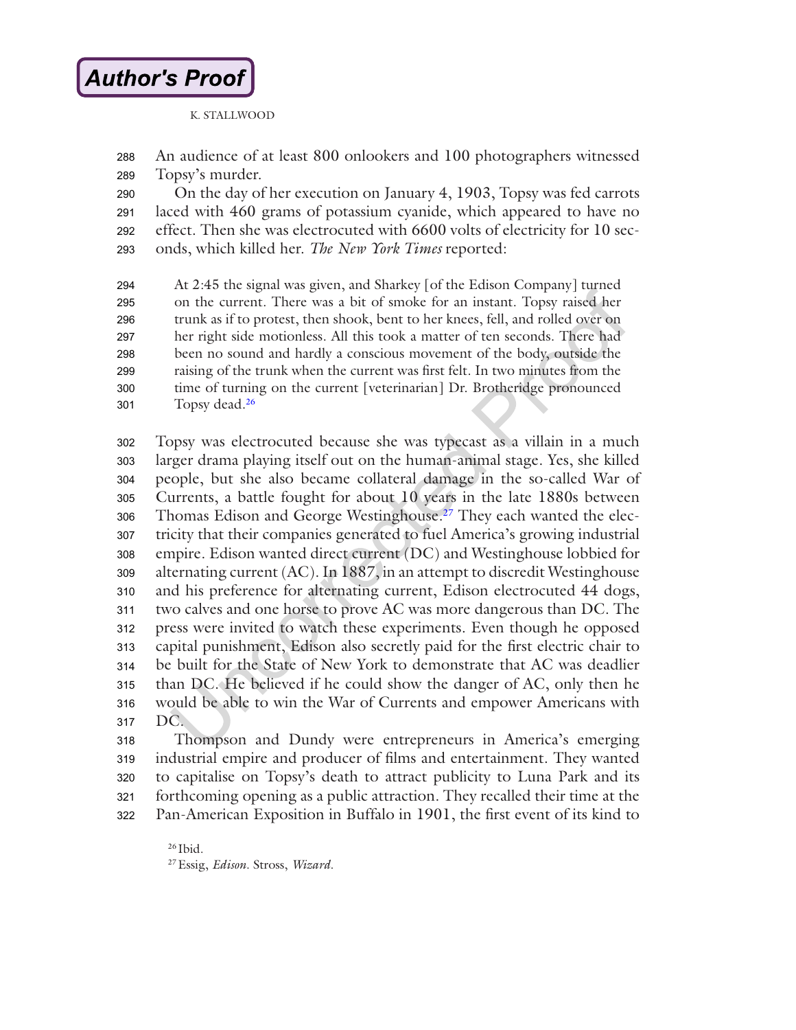An audience of at least 800 onlookers and 100 photographers witnessed Topsy's murder.

On the day of her execution on January 4, 1903, Topsy was fed carrots laced with 460 grams of potassium cyanide, which appeared to have no effect. Then she was electrocuted with 6600 volts of electricity for 10 seconds, which killed her. *The New York Times* reported:

> At 2:45 the signal was given, and Sharkey [of the Edison Company] turned on the current. There was a bit of smoke for an instant. Topsy raised her trunk as if to protest, then shook, bent to her knees, fell, and rolled over on her right side motionless. All this took a matter of ten seconds. There had been no sound and hardly a conscious movement of the body, outside the raising of the trunk when the current was first felt. In two minutes from the time of turning on the current [veterinarian] Dr. Brotheridge pronounced Topsy dead.[26]

Topsy was electrocuted because she was typecast as a villain in a much larger drama playing itself out on the human-animal stage. Yes, she killed people, but she also became collateral damage in the so-called War of Currents, a battle fought for about 10 years in the late 1880s between Thomas Edison and George Westinghouse.[27] They each wanted the electricity that their companies generated to fuel America's growing industrial empire. Edison wanted direct current (DC) and Westinghouse lobbied for alternating current (AC). In 1887, in an attempt to discredit Westinghouse and his preference for alternating current, Edison electrocuted 44 dogs, two calves and one horse to prove AC was more dangerous than DC. The press were invited to watch these experiments. Even though he opposed capital punishment, Edison also secretly paid for the first electric chair to be built for the State of New York to demonstrate that AC was deadlier than DC. He believed if he could show the danger of AC, only then he would be able to win the War of Currents and empower Americans with DC.

Thompson and Dundy were entrepreneurs in America's emerging industrial empire and producer of films and entertainment. They wanted to capitalise on Topsy's death to attract publicity to Luna Park and its forthcoming opening as a public attraction. They recalled their time at the Pan-American Exposition in Buffalo in 1901, the first event of its kind to

[26] Ibid.

[27] Essig, *Edison*. Stross, *Wizard*.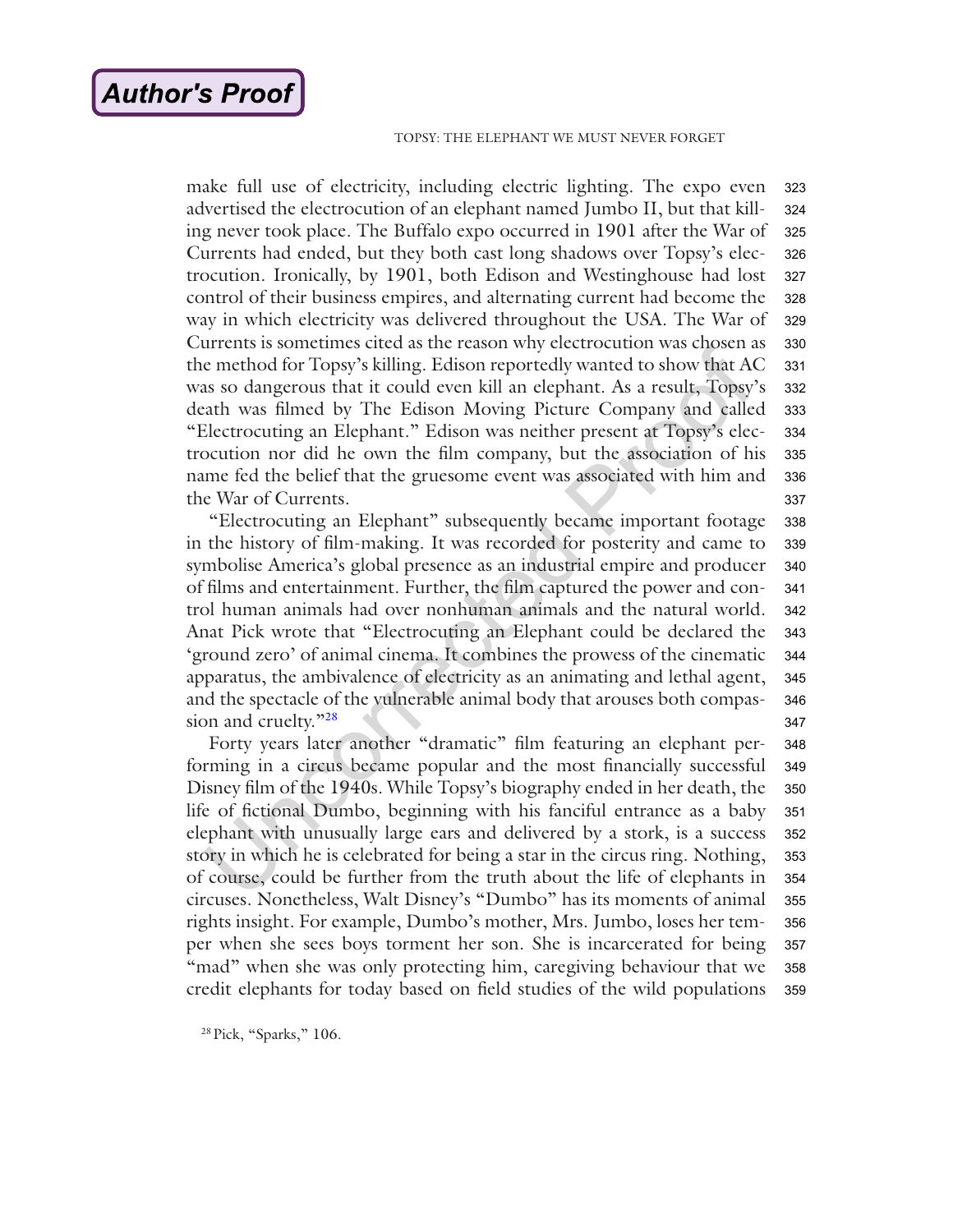make full use of electricity, including electric lighting. The expo even advertised the electrocution of an elephant named Jumbo II, but that killing never took place. The Buffalo expo occurred in 1901 after the War of Currents had ended, but they both cast long shadows over Topsy's electrocution. Ironically, by 1901, both Edison and Westinghouse had lost control of their business empires, and alternating current had become the way in which electricity was delivered throughout the USA. The War of Currents is sometimes cited as the reason why electrocution was chosen as the method for Topsy's killing. Edison reportedly wanted to show that AC was so dangerous that it could even kill an elephant. As a result, Topsy's death was filmed by The Edison Moving Picture Company and called "Electrocuting an Elephant." Edison was neither present at Topsy's electrocution nor did he own the film company, but the association of his name fed the belief that the gruesome event was associated with him and the War of Currents.

"Electrocuting an Elephant" subsequently became important footage in the history of film-making. It was recorded for posterity and came to symbolise America's global presence as an industrial empire and producer of films and entertainment. Further, the film captured the power and control human animals had over nonhuman animals and the natural world. Anat Pick wrote that "Electrocuting an Elephant could be declared the 'ground zero' of animal cinema. It combines the prowess of the cinematic apparatus, the ambivalence of electricity as an animating and lethal agent, and the spectacle of the vulnerable animal body that arouses both compassion and cruelty."[28]

Forty years later another "dramatic" film featuring an elephant performing in a circus became popular and the most financially successful Disney film of the 1940s. While Topsy's biography ended in her death, the life of fictional Dumbo, beginning with his fanciful entrance as a baby elephant with unusually large ears and delivered by a stork, is a success story in which he is celebrated for being a star in the circus ring. Nothing, of course, could be further from the truth about the life of elephants in circuses. Nonetheless, Walt Disney's "Dumbo" has its moments of animal rights insight. For example, Dumbo's mother, Mrs. Jumbo, loses her temper when she sees boys torment her son. She is incarcerated for being "mad" when she was only protecting him, caregiving behaviour that we credit elephants for today based on field studies of the wild populations

[28] Pick, "Sparks," 106.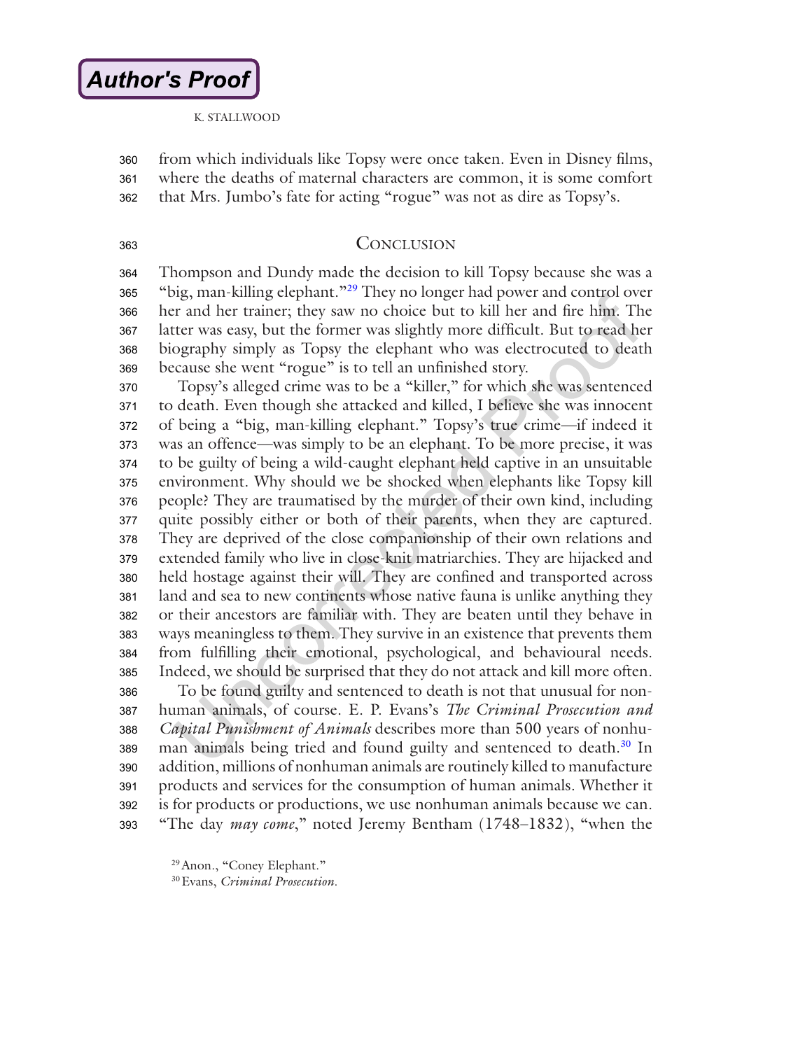from which individuals like Topsy were once taken. Even in Disney films, where the deaths of maternal characters are common, it is some comfort that Mrs. Jumbo's fate for acting "rogue" was not as dire as Topsy's.

## Conclusion

Thompson and Dundy made the decision to kill Topsy because she was a "big, man-killing elephant."[29] They no longer had power and control over her and her trainer; they saw no choice but to kill her and fire him. The latter was easy, but the former was slightly more difficult. But to read her biography simply as Topsy the elephant who was electrocuted to death because she went "rogue" is to tell an unfinished story.

Topsy's alleged crime was to be a "killer," for which she was sentenced to death. Even though she attacked and killed, I believe she was innocent of being a "big, man-killing elephant." Topsy's true crime—if indeed it was an offence—was simply to be an elephant. To be more precise, it was to be guilty of being a wild-caught elephant held captive in an unsuitable environment. Why should we be shocked when elephants like Topsy kill people? They are traumatised by the murder of their own kind, including quite possibly either or both of their parents, when they are captured. They are deprived of the close companionship of their own relations and extended family who live in close-knit matriarchies. They are hijacked and held hostage against their will. They are confined and transported across land and sea to new continents whose native fauna is unlike anything they or their ancestors are familiar with. They are beaten until they behave in ways meaningless to them. They survive in an existence that prevents them from fulfilling their emotional, psychological, and behavioural needs. Indeed, we should be surprised that they do not attack and kill more often.

To be found guilty and sentenced to death is not that unusual for nonhuman animals, of course. E. P. Evans's *The Criminal Prosecution and Capital Punishment of Animals* describes more than 500 years of nonhuman animals being tried and found guilty and sentenced to death.[30] In addition, millions of nonhuman animals are routinely killed to manufacture products and services for the consumption of human animals. Whether it is for products or productions, we use nonhuman animals because we can. "The day *may come*," noted Jeremy Bentham (1748–1832), "when the

[29] Anon., "Coney Elephant."

[30] Evans, *Criminal Prosecution*.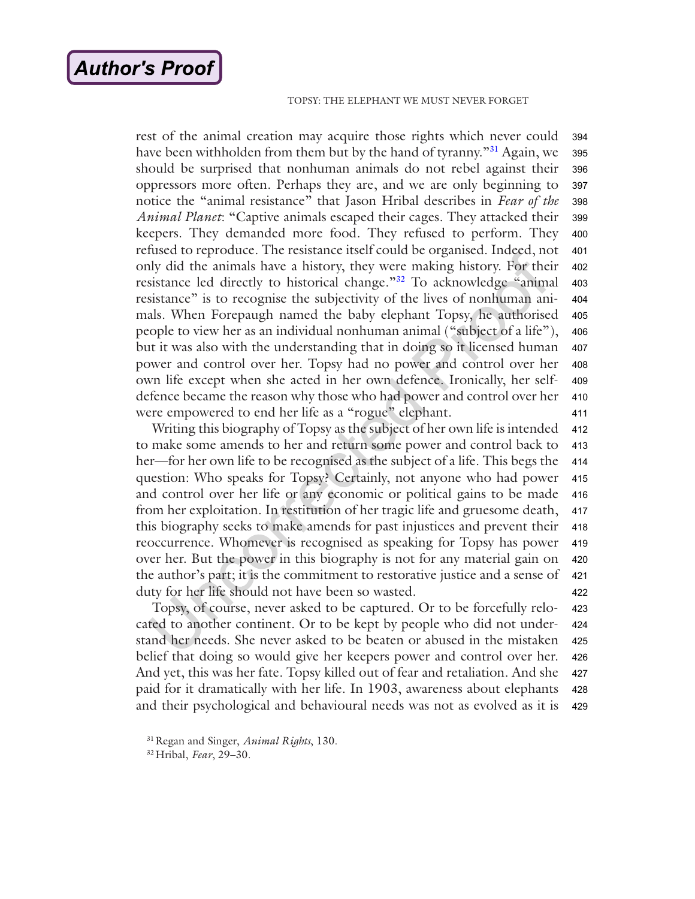rest of the animal creation may acquire those rights which never could have been withholden from them but by the hand of tyranny."[31] Again, we should be surprised that nonhuman animals do not rebel against their oppressors more often. Perhaps they are, and we are only beginning to notice the "animal resistance" that Jason Hribal describes in *Fear of the Animal Planet*: "Captive animals escaped their cages. They attacked their keepers. They demanded more food. They refused to perform. They refused to reproduce. The resistance itself could be organised. Indeed, not only did the animals have a history, they were making history. For their resistance led directly to historical change."[32] To acknowledge "animal resistance" is to recognise the subjectivity of the lives of nonhuman animals. When Forepaugh named the baby elephant Topsy, he authorised people to view her as an individual nonhuman animal ("subject of a life"), but it was also with the understanding that in doing so it licensed human power and control over her. Topsy had no power and control over her own life except when she acted in her own defence. Ironically, her self-defence became the reason why those who had power and control over her were empowered to end her life as a "rogue" elephant.

Writing this biography of Topsy as the subject of her own life is intended to make some amends to her and return some power and control back to her—for her own life to be recognised as the subject of a life. This begs the question: Who speaks for Topsy? Certainly, not anyone who had power and control over her life or any economic or political gains to be made from her exploitation. In restitution of her tragic life and gruesome death, this biography seeks to make amends for past injustices and prevent their reoccurrence. Whomever is recognised as speaking for Topsy has power over her. But the power in this biography is not for any material gain on the author's part; it is the commitment to restorative justice and a sense of duty for her life should not have been so wasted.

Topsy, of course, never asked to be captured. Or to be forcefully relocated to another continent. Or to be kept by people who did not understand her needs. She never asked to be beaten or abused in the mistaken belief that doing so would give her keepers power and control over her. And yet, this was her fate. Topsy killed out of fear and retaliation. And she paid for it dramatically with her life. In 1903, awareness about elephants and their psychological and behavioural needs was not as evolved as it is

[31] Regan and Singer, *Animal Rights*, 130.

[32] Hribal, *Fear*, 29–30.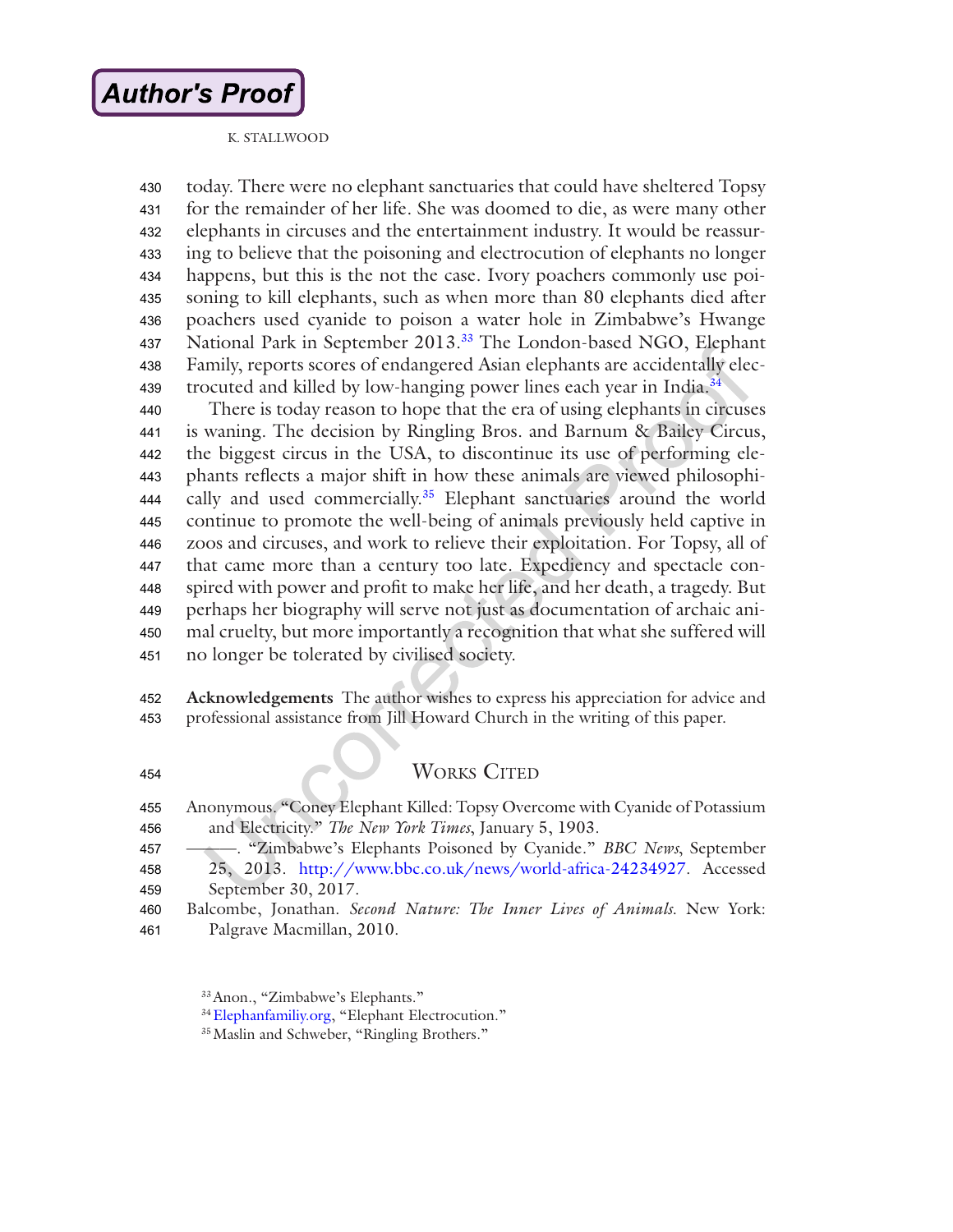today. There were no elephant sanctuaries that could have sheltered Topsy for the remainder of her life. She was doomed to die, as were many other elephants in circuses and the entertainment industry. It would be reassuring to believe that the poisoning and electrocution of elephants no longer happens, but this is the not the case. Ivory poachers commonly use poisoning to kill elephants, such as when more than 80 elephants died after poachers used cyanide to poison a water hole in Zimbabwe's Hwange National Park in September 2013.[33] The London-based NGO, Elephant Family, reports scores of endangered Asian elephants are accidentally electrocuted and killed by low-hanging power lines each year in India.[34]

There is today reason to hope that the era of using elephants in circuses is waning. The decision by Ringling Bros. and Barnum & Bailey Circus, the biggest circus in the USA, to discontinue its use of performing elephants reflects a major shift in how these animals are viewed philosophically and used commercially.[35] Elephant sanctuaries around the world continue to promote the well-being of animals previously held captive in zoos and circuses, and work to relieve their exploitation. For Topsy, all of that came more than a century too late. Expediency and spectacle conspired with power and profit to make her life, and her death, a tragedy. But perhaps her biography will serve not just as documentation of archaic animal cruelty, but more importantly a recognition that what she suffered will no longer be tolerated by civilised society.

**Acknowledgements** The author wishes to express his appreciation for advice and professional assistance from Jill Howard Church in the writing of this paper.

## Works Cited

Anonymous. "Coney Elephant Killed: Topsy Overcome with Cyanide of Potassium and Electricity." *The New York Times*, January 5, 1903.

———. "Zimbabwe's Elephants Poisoned by Cyanide." *BBC News*, September 25, 2013. http://www.bbc.co.uk/news/world-africa-24234927. Accessed September 30, 2017.

Balcombe, Jonathan. *Second Nature: The Inner Lives of Animals*. New York: Palgrave Macmillan, 2010.

[33] Anon., "Zimbabwe's Elephants."

[34] Elephanfamiliy.org, "Elephant Electrocution."

[35] Maslin and Schweber, "Ringling Brothers."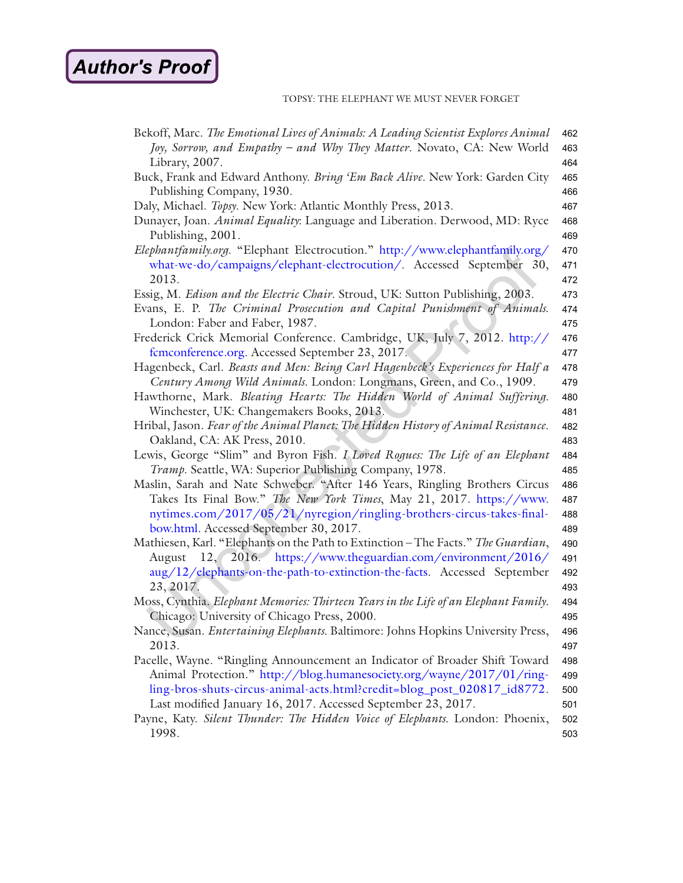Bekoff, Marc. *The Emotional Lives of Animals: A Leading Scientist Explores Animal Joy, Sorrow, and Empathy – and Why They Matter*. Novato, CA: New World Library, 2007.

Buck, Frank and Edward Anthony. *Bring 'Em Back Alive*. New York: Garden City Publishing Company, 1930.

Daly, Michael. *Topsy*. New York: Atlantic Monthly Press, 2013.

Dunayer, Joan. *Animal Equality*: Language and Liberation. Derwood, MD: Ryce Publishing, 2001.

*Elephantfamily.org*. "Elephant Electrocution." http://www.elephantfamily.org/what-we-do/campaigns/elephant-electrocution/. Accessed September 30, 2013.

Essig, M. *Edison and the Electric Chair*. Stroud, UK: Sutton Publishing, 2003.

Evans, E. P. *The Criminal Prosecution and Capital Punishment of Animals*. London: Faber and Faber, 1987.

Frederick Crick Memorial Conference. Cambridge, UK, July 7, 2012. http://fcmconference.org. Accessed September 23, 2017.

Hagenbeck, Carl. *Beasts and Men: Being Carl Hagenbeck's Experiences for Half a Century Among Wild Animals*. London: Longmans, Green, and Co., 1909.

Hawthorne, Mark. *Bleating Hearts: The Hidden World of Animal Suffering*. Winchester, UK: Changemakers Books, 2013.

Hribal, Jason. *Fear of the Animal Planet: The Hidden History of Animal Resistance*. Oakland, CA: AK Press, 2010.

Lewis, George "Slim" and Byron Fish. *I Loved Rogues: The Life of an Elephant Tramp*. Seattle, WA: Superior Publishing Company, 1978.

Maslin, Sarah and Nate Schweber. "After 146 Years, Ringling Brothers Circus Takes Its Final Bow." *The New York Times*, May 21, 2017. https://www.nytimes.com/2017/05/21/nyregion/ringling-brothers-circus-takes-final-bow.html. Accessed September 30, 2017.

Mathiesen, Karl. "Elephants on the Path to Extinction – The Facts." *The Guardian*, August 12, 2016. https://www.theguardian.com/environment/2016/aug/12/elephants-on-the-path-to-extinction-the-facts. Accessed September 23, 2017.

Moss, Cynthia. *Elephant Memories: Thirteen Years in the Life of an Elephant Family*. Chicago: University of Chicago Press, 2000.

Nance, Susan. *Entertaining Elephants*. Baltimore: Johns Hopkins University Press, 2013.

Pacelle, Wayne. "Ringling Announcement an Indicator of Broader Shift Toward Animal Protection." http://blog.humanesociety.org/wayne/2017/01/ringling-bros-shuts-circus-animal-acts.html?credit=blog_post_020817_id8772. Last modified January 16, 2017. Accessed September 23, 2017.

Payne, Katy. *Silent Thunder: The Hidden Voice of Elephants*. London: Phoenix, 1998.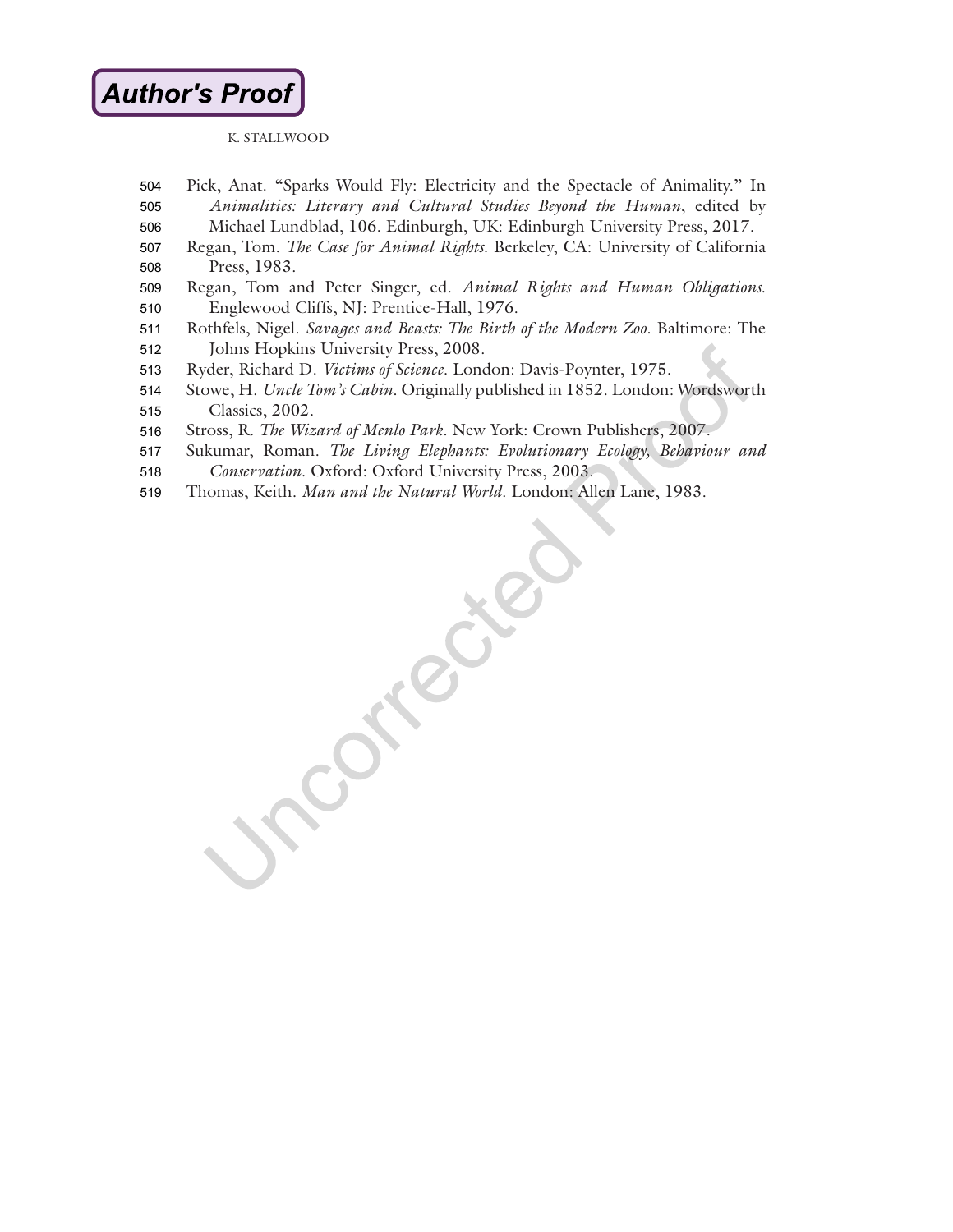Pick, Anat. "Sparks Would Fly: Electricity and the Spectacle of Animality." In *Animalities: Literary and Cultural Studies Beyond the Human*, edited by Michael Lundblad, 106. Edinburgh, UK: Edinburgh University Press, 2017.

Regan, Tom. *The Case for Animal Rights*. Berkeley, CA: University of California Press, 1983.

Regan, Tom and Peter Singer, ed. *Animal Rights and Human Obligations*. Englewood Cliffs, NJ: Prentice-Hall, 1976.

Rothfels, Nigel. *Savages and Beasts: The Birth of the Modern Zoo*. Baltimore: The Johns Hopkins University Press, 2008.

Ryder, Richard D. *Victims of Science*. London: Davis-Poynter, 1975.

Stowe, H. *Uncle Tom's Cabin*. Originally published in 1852. London: Wordsworth Classics, 2002.

Stross, R. *The Wizard of Menlo Park*. New York: Crown Publishers, 2007.

Sukumar, Roman. *The Living Elephants: Evolutionary Ecology, Behaviour and Conservation*. Oxford: Oxford University Press, 2003.

Thomas, Keith. *Man and the Natural World*. London: Allen Lane, 1983.